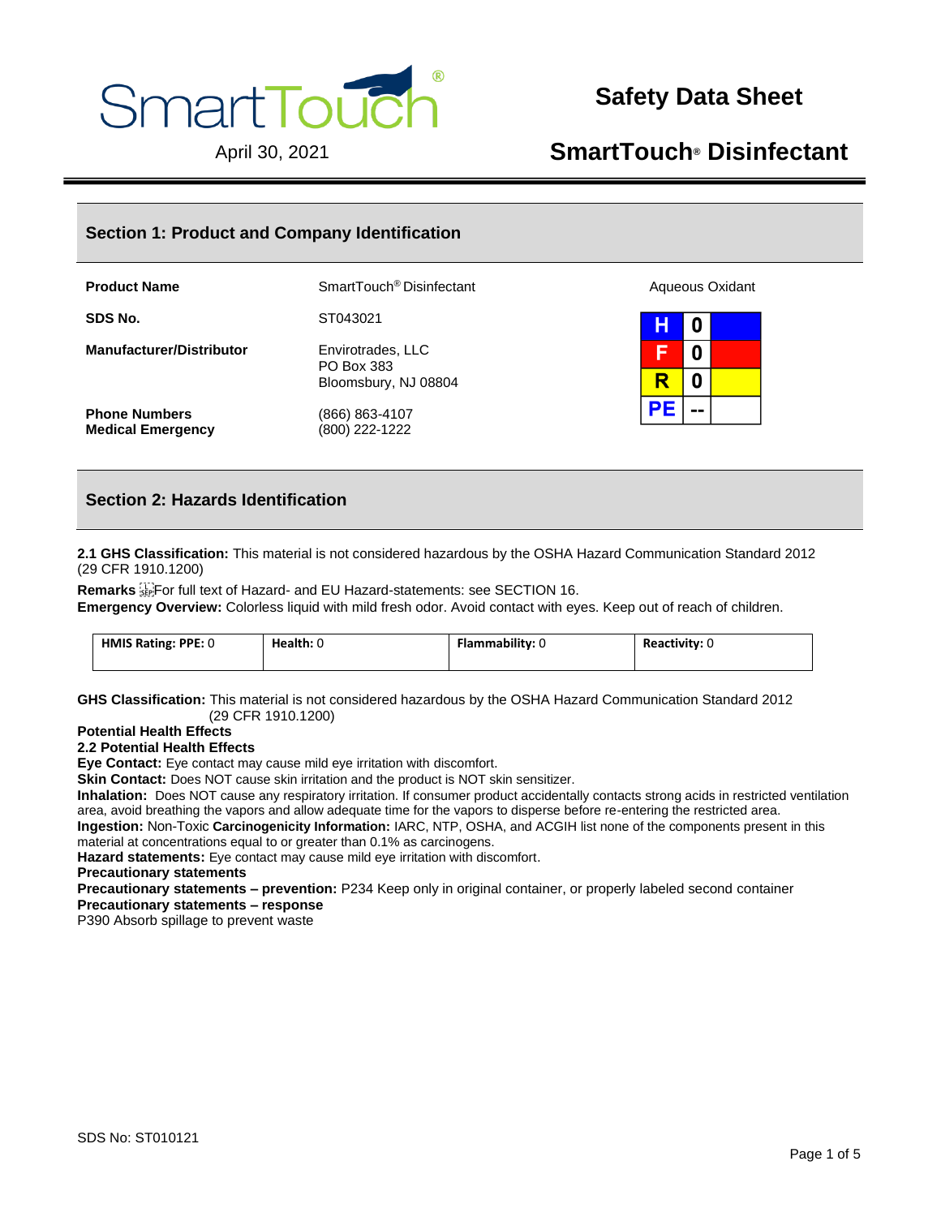# Safety Data Sheet

April 30, 2021

# SmartTouch® Disinfectant

## Section 1: Product and Company Identification

| | | |
|---|---|---|
| **Product Name** | SmartTouch® Disinfectant | Aqueous Oxidant |
| **SDS No.** | ST043021 | |
| **Manufacturer/Distributor** | Envirotrades, LLC<br>PO Box 383<br>Bloomsbury, NJ 08804 | |
| **Phone Numbers**<br>**Medical Emergency** | (866) 863-4107<br>(800) 222-1222 | |

| | |
|---|---|
| H | 0 |
| F | 0 |
| R | 0 |
| PE | -- |

## Section 2: Hazards Identification

**2.1 GHS Classification:** This material is not considered hazardous by the OSHA Hazard Communication Standard 2012 (29 CFR 1910.1200)

**Remarks** For full text of Hazard- and EU Hazard-statements: see SECTION 16.
**Emergency Overview:** Colorless liquid with mild fresh odor. Avoid contact with eyes. Keep out of reach of children.

| **HMIS Rating: PPE:** 0 | **Health:** 0 | **Flammability:** 0 | **Reactivity:** 0 |
|---|---|---|---|

**GHS Classification:** This material is not considered hazardous by the OSHA Hazard Communication Standard 2012 (29 CFR 1910.1200)

**Potential Health Effects**
**2.2 Potential Health Effects**
**Eye Contact:** Eye contact may cause mild eye irritation with discomfort.
**Skin Contact:** Does NOT cause skin irritation and the product is NOT skin sensitizer.
**Inhalation:** Does NOT cause any respiratory irritation. If consumer product accidentally contacts strong acids in restricted ventilation area, avoid breathing the vapors and allow adequate time for the vapors to disperse before re-entering the restricted area.
**Ingestion:** Non-Toxic **Carcinogenicity Information:** IARC, NTP, OSHA, and ACGIH list none of the components present in this material at concentrations equal to or greater than 0.1% as carcinogens.
**Hazard statements:** Eye contact may cause mild eye irritation with discomfort.
**Precautionary statements**
**Precautionary statements – prevention:** P234 Keep only in original container, or properly labeled second container
**Precautionary statements – response**
P390 Absorb spillage to prevent waste

SDS No: ST010121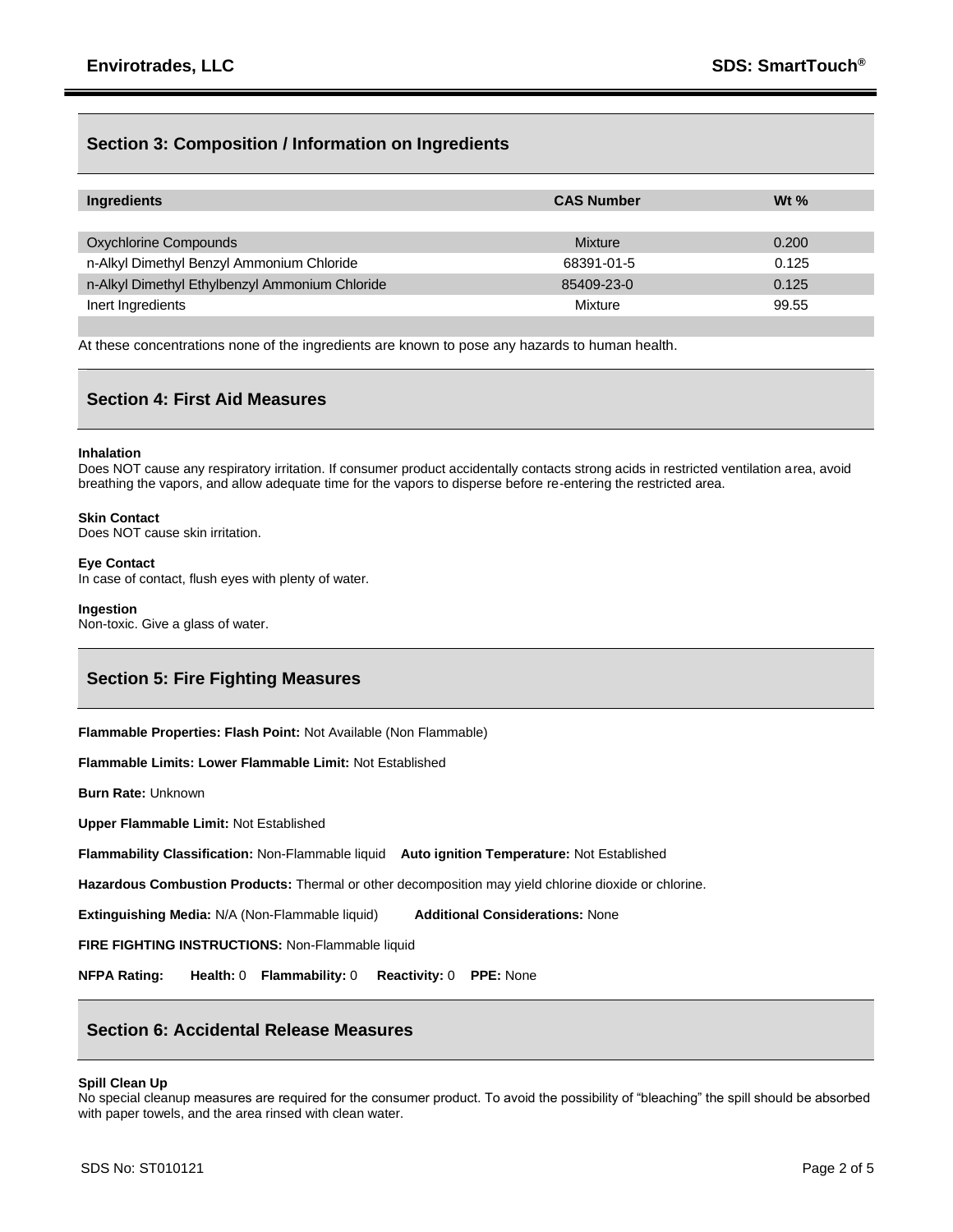## Section 3: Composition / Information on Ingredients

| Ingredients | CAS Number | Wt % |
|---|---|---|
| Oxychlorine Compounds | Mixture | 0.200 |
| n-Alkyl Dimethyl Benzyl Ammonium Chloride | 68391-01-5 | 0.125 |
| n-Alkyl Dimethyl Ethylbenzyl Ammonium Chloride | 85409-23-0 | 0.125 |
| Inert Ingredients | Mixture | 99.55 |

At these concentrations none of the ingredients are known to pose any hazards to human health.

## Section 4: First Aid Measures

**Inhalation**
Does NOT cause any respiratory irritation. If consumer product accidentally contacts strong acids in restricted ventilation area, avoid breathing the vapors, and allow adequate time for the vapors to disperse before re-entering the restricted area.

**Skin Contact**
Does NOT cause skin irritation.

**Eye Contact**
In case of contact, flush eyes with plenty of water.

**Ingestion**
Non-toxic. Give a glass of water.

## Section 5: Fire Fighting Measures

**Flammable Properties: Flash Point:** Not Available (Non Flammable)

**Flammable Limits: Lower Flammable Limit:** Not Established

**Burn Rate:** Unknown

**Upper Flammable Limit:** Not Established

**Flammability Classification:** Non-Flammable liquid **Auto ignition Temperature:** Not Established

**Hazardous Combustion Products:** Thermal or other decomposition may yield chlorine dioxide or chlorine.

**Extinguishing Media:** N/A (Non-Flammable liquid) **Additional Considerations:** None

**FIRE FIGHTING INSTRUCTIONS:** Non-Flammable liquid

**NFPA Rating:** **Health:** 0 **Flammability:** 0 **Reactivity:** 0 **PPE:** None

## Section 6: Accidental Release Measures

**Spill Clean Up**
No special cleanup measures are required for the consumer product. To avoid the possibility of "bleaching" the spill should be absorbed with paper towels, and the area rinsed with clean water.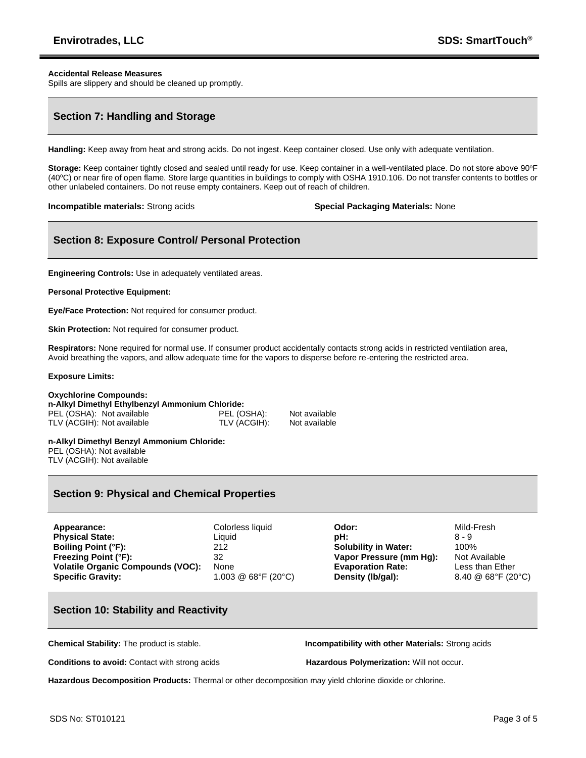**Accidental Release Measures**
Spills are slippery and should be cleaned up promptly.

## Section 7: Handling and Storage

**Handling:** Keep away from heat and strong acids. Do not ingest. Keep container closed. Use only with adequate ventilation.

**Storage:** Keep container tightly closed and sealed until ready for use. Keep container in a well-ventilated place. Do not store above 90ºF (40ºC) or near fire of open flame. Store large quantities in buildings to comply with OSHA 1910.106. Do not transfer contents to bottles or other unlabeled containers. Do not reuse empty containers. Keep out of reach of children.

**Incompatible materials:** Strong acids

**Special Packaging Materials:** None

## Section 8: Exposure Control/ Personal Protection

**Engineering Controls:** Use in adequately ventilated areas.

**Personal Protective Equipment:**

**Eye/Face Protection:** Not required for consumer product.

**Skin Protection:** Not required for consumer product.

**Respirators:** None required for normal use. If consumer product accidentally contacts strong acids in restricted ventilation area, Avoid breathing the vapors, and allow adequate time for the vapors to disperse before re-entering the restricted area.

**Exposure Limits:**

**Oxychlorine Compounds:**
PEL (OSHA): Not available
TLV (ACGIH): Not available

**n-Alkyl Dimethyl Ethylbenzyl Ammonium Chloride:**
PEL (OSHA): Not available
TLV (ACGIH): Not available

**n-Alkyl Dimethyl Benzyl Ammonium Chloride:**
PEL (OSHA): Not available
TLV (ACGIH): Not available

## Section 9: Physical and Chemical Properties

| | | | |
|---|---|---|---|
| **Appearance:** | Colorless liquid | **Odor:** | Mild-Fresh |
| **Physical State:** | Liquid | **pH:** | 8 - 9 |
| **Boiling Point (°F):** | 212 | **Solubility in Water:** | 100% |
| **Freezing Point (°F):** | 32 | **Vapor Pressure (mm Hg):** | Not Available |
| **Volatile Organic Compounds (VOC):** | None | **Evaporation Rate:** | Less than Ether |
| **Specific Gravity:** | 1.003 @ 68°F (20°C) | **Density (lb/gal):** | 8.40 @ 68°F (20°C) |

## Section 10: Stability and Reactivity

**Chemical Stability:** The product is stable.

**Incompatibility with other Materials:** Strong acids

**Conditions to avoid:** Contact with strong acids

**Hazardous Polymerization:** Will not occur.

**Hazardous Decomposition Products:** Thermal or other decomposition may yield chlorine dioxide or chlorine.

SDS No: ST010121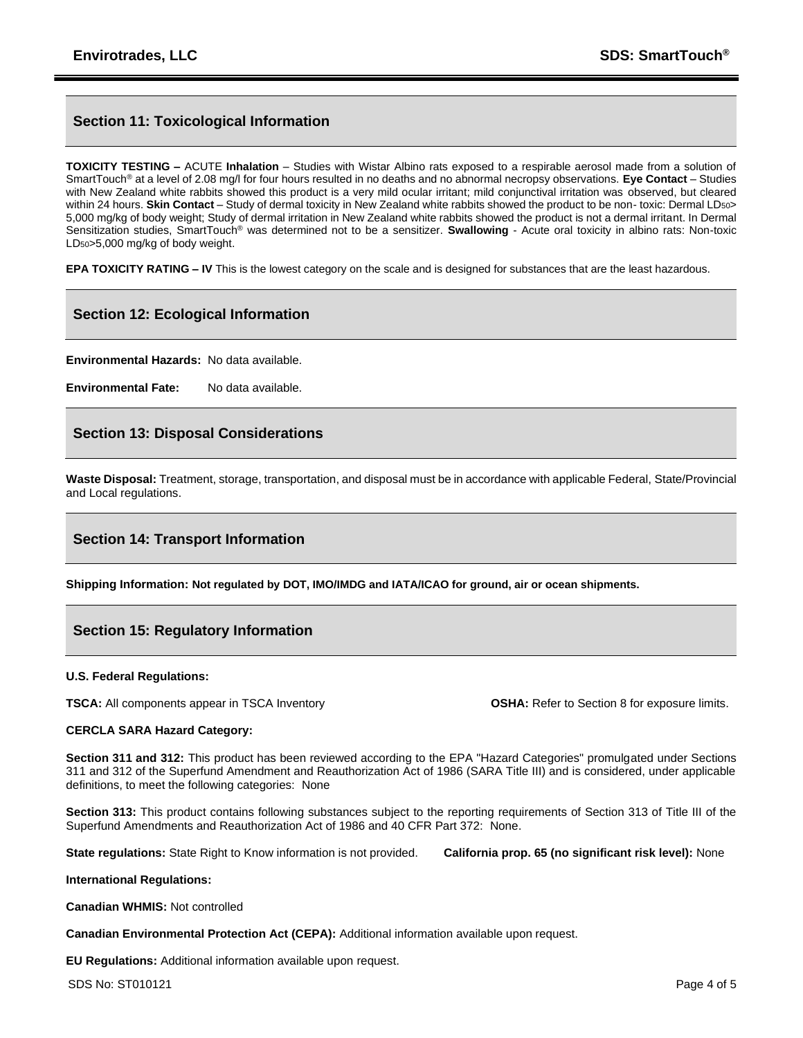## Section 11: Toxicological Information

**TOXICITY TESTING –** ACUTE **Inhalation** – Studies with Wistar Albino rats exposed to a respirable aerosol made from a solution of SmartTouch® at a level of 2.08 mg/l for four hours resulted in no deaths and no abnormal necropsy observations. **Eye Contact** – Studies with New Zealand white rabbits showed this product is a very mild ocular irritant; mild conjunctival irritation was observed, but cleared within 24 hours. **Skin Contact** – Study of dermal toxicity in New Zealand white rabbits showed the product to be non- toxic: Dermal $LD_{50}$> 5,000 mg/kg of body weight; Study of dermal irritation in New Zealand white rabbits showed the product is not a dermal irritant. In Dermal Sensitization studies, SmartTouch® was determined not to be a sensitizer. **Swallowing** - Acute oral toxicity in albino rats: Non-toxic $LD_{50}$>5,000 mg/kg of body weight.

**EPA TOXICITY RATING – IV** This is the lowest category on the scale and is designed for substances that are the least hazardous.

## Section 12: Ecological Information

**Environmental Hazards:** No data available.

**Environmental Fate:** No data available.

## Section 13: Disposal Considerations

**Waste Disposal:** Treatment, storage, transportation, and disposal must be in accordance with applicable Federal, State/Provincial and Local regulations.

## Section 14: Transport Information

**Shipping Information: Not regulated by DOT, IMO/IMDG and IATA/ICAO for ground, air or ocean shipments.**

## Section 15: Regulatory Information

**U.S. Federal Regulations:**

**TSCA:** All components appear in TSCA Inventory

**OSHA:** Refer to Section 8 for exposure limits.

**CERCLA SARA Hazard Category:**

**Section 311 and 312:** This product has been reviewed according to the EPA "Hazard Categories" promulgated under Sections 311 and 312 of the Superfund Amendment and Reauthorization Act of 1986 (SARA Title III) and is considered, under applicable definitions, to meet the following categories: None

**Section 313:** This product contains following substances subject to the reporting requirements of Section 313 of Title III of the Superfund Amendments and Reauthorization Act of 1986 and 40 CFR Part 372: None.

**State regulations:** State Right to Know information is not provided.

**California prop. 65 (no significant risk level):** None

**International Regulations:**

**Canadian WHMIS:** Not controlled

**Canadian Environmental Protection Act (CEPA):** Additional information available upon request.

**EU Regulations:** Additional information available upon request.

SDS No: ST010121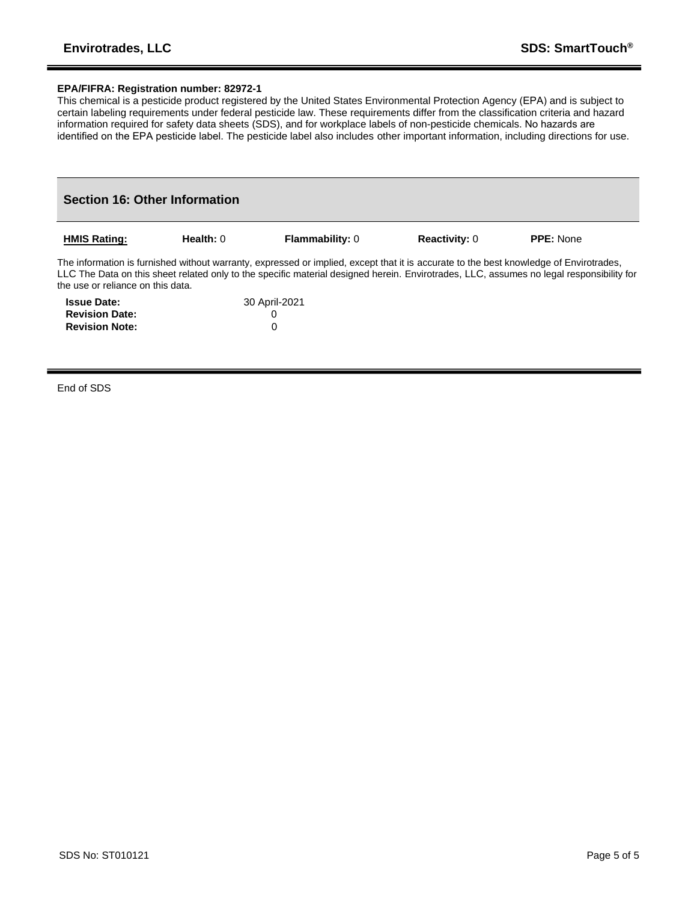**EPA/FIFRA: Registration number: 82972-1**

This chemical is a pesticide product registered by the United States Environmental Protection Agency (EPA) and is subject to certain labeling requirements under federal pesticide law. These requirements differ from the classification criteria and hazard information required for safety data sheets (SDS), and for workplace labels of non-pesticide chemicals. No hazards are identified on the EPA pesticide label. The pesticide label also includes other important information, including directions for use.

## Section 16: Other Information

| | | | | |
|---|---|---|---|---|
| **HMIS Rating:** | **Health:** 0 | **Flammability:** 0 | **Reactivity:** 0 | **PPE:** None |

The information is furnished without warranty, expressed or implied, except that it is accurate to the best knowledge of Envirotrades, LLC The Data on this sheet related only to the specific material designed herein. Envirotrades, LLC, assumes no legal responsibility for the use or reliance on this data.

| | |
|---|---|
| **Issue Date:** | 30 April-2021 |
| **Revision Date:** | 0 |
| **Revision Note:** | 0 |

End of SDS

SDS No: ST010121